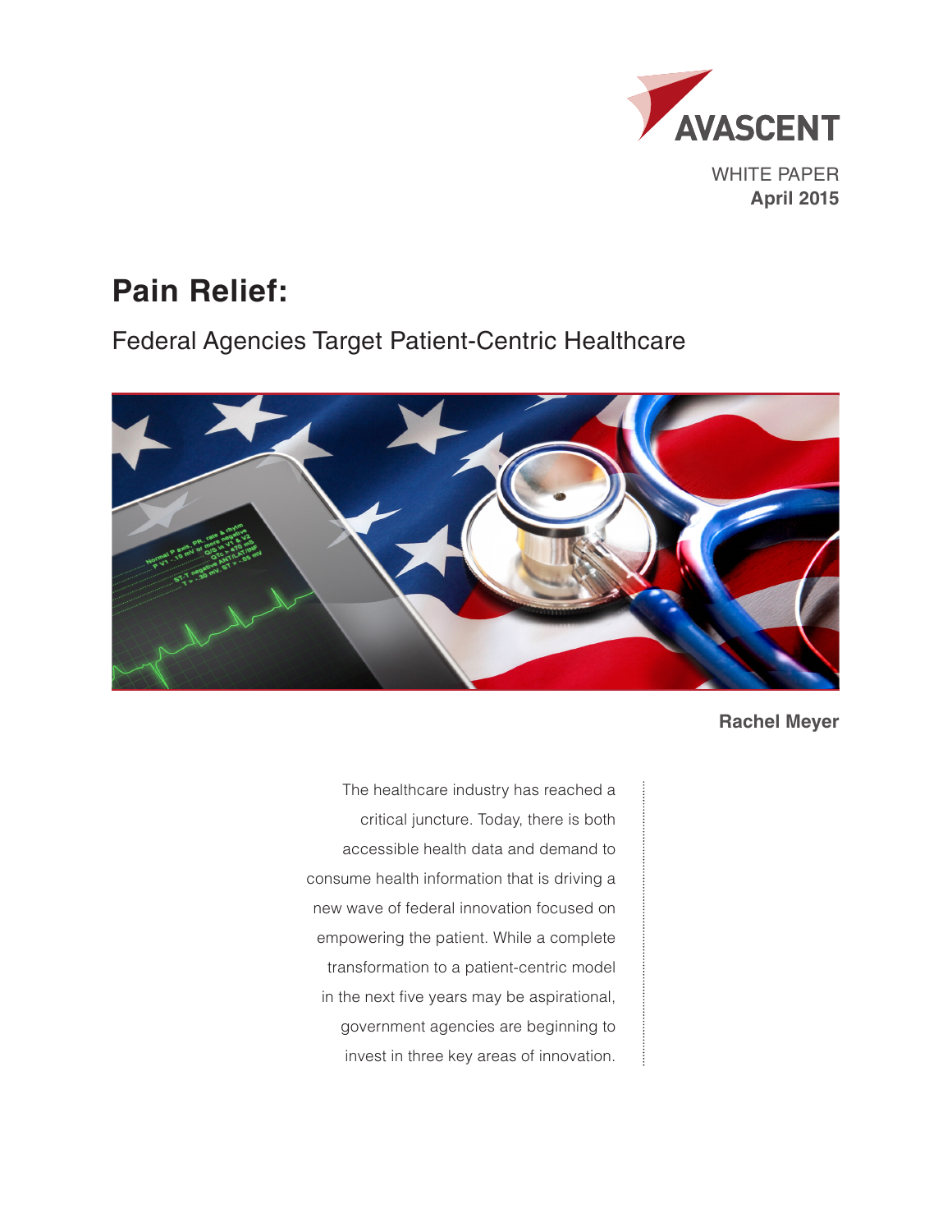AVASCENT

WHITE PAPER
**April 2015**

# Pain Relief:

## Federal Agencies Target Patient-Centric Healthcare

**Rachel Meyer**

The healthcare industry has reached a critical juncture. Today, there is both accessible health data and demand to consume health information that is driving a new wave of federal innovation focused on empowering the patient. While a complete transformation to a patient-centric model in the next five years may be aspirational, government agencies are beginning to invest in three key areas of innovation.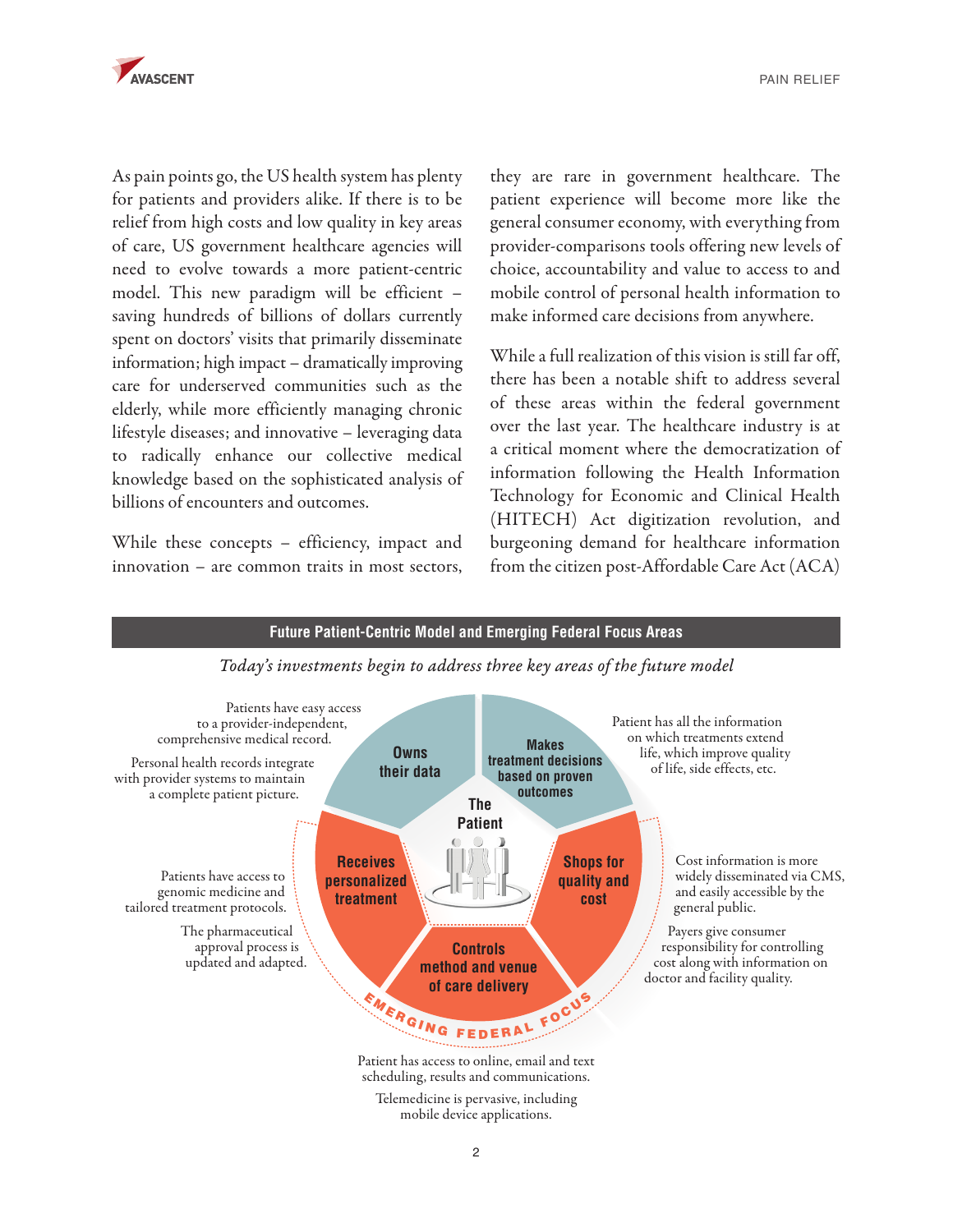As pain points go, the US health system has plenty for patients and providers alike. If there is to be relief from high costs and low quality in key areas of care, US government healthcare agencies will need to evolve towards a more patient-centric model. This new paradigm will be efficient – saving hundreds of billions of dollars currently spent on doctors' visits that primarily disseminate information; high impact – dramatically improving care for underserved communities such as the elderly, while more efficiently managing chronic lifestyle diseases; and innovative – leveraging data to radically enhance our collective medical knowledge based on the sophisticated analysis of billions of encounters and outcomes.

While these concepts – efficiency, impact and innovation – are common traits in most sectors, they are rare in government healthcare. The patient experience will become more like the general consumer economy, with everything from provider-comparisons tools offering new levels of choice, accountability and value to access to and mobile control of personal health information to make informed care decisions from anywhere.

While a full realization of this vision is still far off, there has been a notable shift to address several of these areas within the federal government over the last year. The healthcare industry is at a critical moment where the democratization of information following the Health Information Technology for Economic and Clinical Health (HITECH) Act digitization revolution, and burgeoning demand for healthcare information from the citizen post-Affordable Care Act (ACA)

**Future Patient-Centric Model and Emerging Federal Focus Areas**

*Today's investments begin to address three key areas of the future model*

The Patient

Owns their data

Patients have easy access to a provider-independent, comprehensive medical record.

Personal health records integrate with provider systems to maintain a complete patient picture.

Makes treatment decisions based on proven outcomes

Patient has all the information on which treatments extend life, which improve quality of life, side effects, etc.

Receives personalized treatment

Patients have access to genomic medicine and tailored treatment protocols.

The pharmaceutical approval process is updated and adapted.

Shops for quality and cost

Cost information is more widely disseminated via CMS, and easily accessible by the general public.

Payers give consumer responsibility for controlling cost along with information on doctor and facility quality.

Controls method and venue of care delivery

Patient has access to online, email and text scheduling, results and communications.

Telemedicine is pervasive, including mobile device applications.

EMERGING FEDERAL FOCUS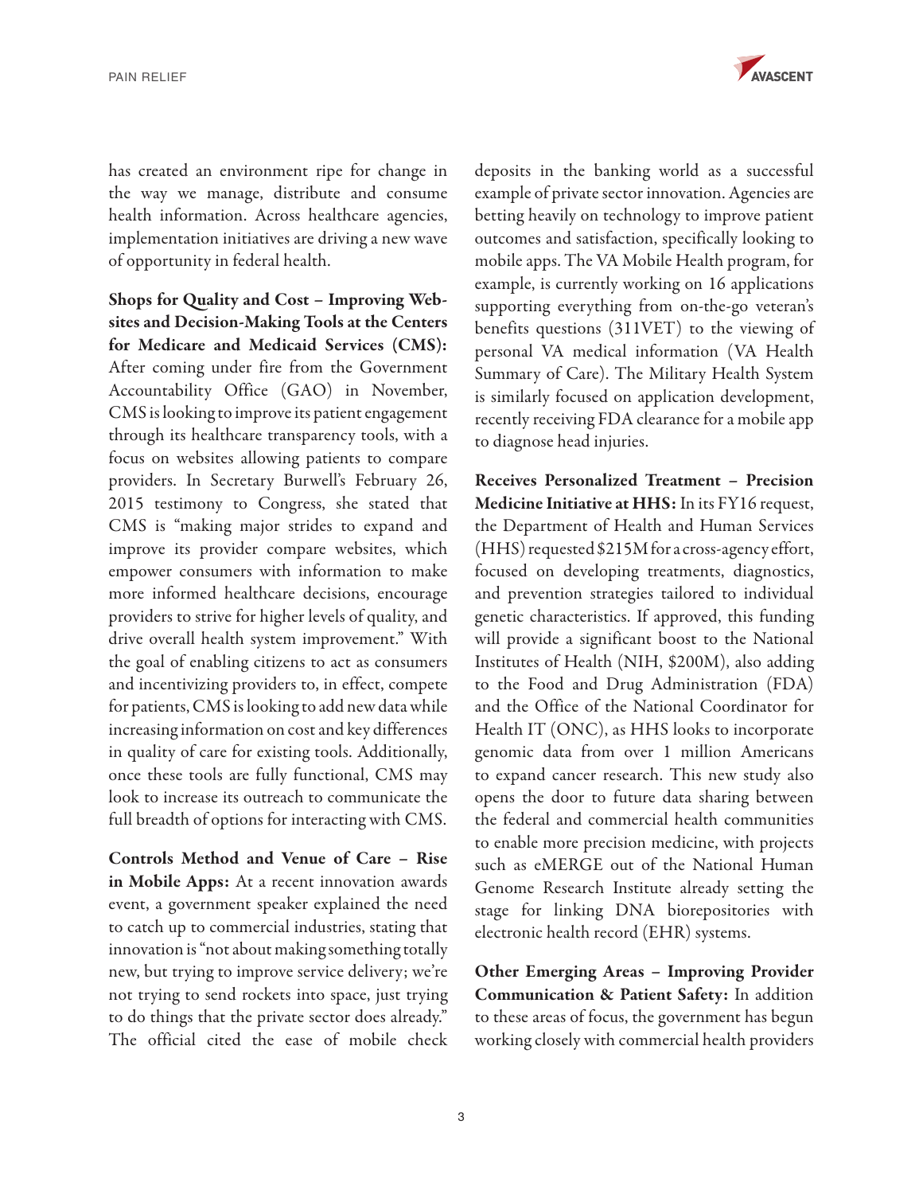has created an environment ripe for change in the way we manage, distribute and consume health information. Across healthcare agencies, implementation initiatives are driving a new wave of opportunity in federal health.

**Shops for Quality and Cost – Improving Websites and Decision-Making Tools at the Centers for Medicare and Medicaid Services (CMS):** After coming under fire from the Government Accountability Office (GAO) in November, CMS is looking to improve its patient engagement through its healthcare transparency tools, with a focus on websites allowing patients to compare providers. In Secretary Burwell's February 26, 2015 testimony to Congress, she stated that CMS is "making major strides to expand and improve its provider compare websites, which empower consumers with information to make more informed healthcare decisions, encourage providers to strive for higher levels of quality, and drive overall health system improvement." With the goal of enabling citizens to act as consumers and incentivizing providers to, in effect, compete for patients, CMS is looking to add new data while increasing information on cost and key differences in quality of care for existing tools. Additionally, once these tools are fully functional, CMS may look to increase its outreach to communicate the full breadth of options for interacting with CMS.

**Controls Method and Venue of Care – Rise in Mobile Apps:** At a recent innovation awards event, a government speaker explained the need to catch up to commercial industries, stating that innovation is "not about making something totally new, but trying to improve service delivery; we're not trying to send rockets into space, just trying to do things that the private sector does already." The official cited the ease of mobile check deposits in the banking world as a successful example of private sector innovation. Agencies are betting heavily on technology to improve patient outcomes and satisfaction, specifically looking to mobile apps. The VA Mobile Health program, for example, is currently working on 16 applications supporting everything from on-the-go veteran's benefits questions (311VET) to the viewing of personal VA medical information (VA Health Summary of Care). The Military Health System is similarly focused on application development, recently receiving FDA clearance for a mobile app to diagnose head injuries.

**Receives Personalized Treatment – Precision Medicine Initiative at HHS:** In its FY16 request, the Department of Health and Human Services (HHS) requested $215M for a cross-agency effort, focused on developing treatments, diagnostics, and prevention strategies tailored to individual genetic characteristics. If approved, this funding will provide a significant boost to the National Institutes of Health (NIH, $200M), also adding to the Food and Drug Administration (FDA) and the Office of the National Coordinator for Health IT (ONC), as HHS looks to incorporate genomic data from over 1 million Americans to expand cancer research. This new study also opens the door to future data sharing between the federal and commercial health communities to enable more precision medicine, with projects such as eMERGE out of the National Human Genome Research Institute already setting the stage for linking DNA biorepositories with electronic health record (EHR) systems.

**Other Emerging Areas – Improving Provider Communication & Patient Safety:** In addition to these areas of focus, the government has begun working closely with commercial health providers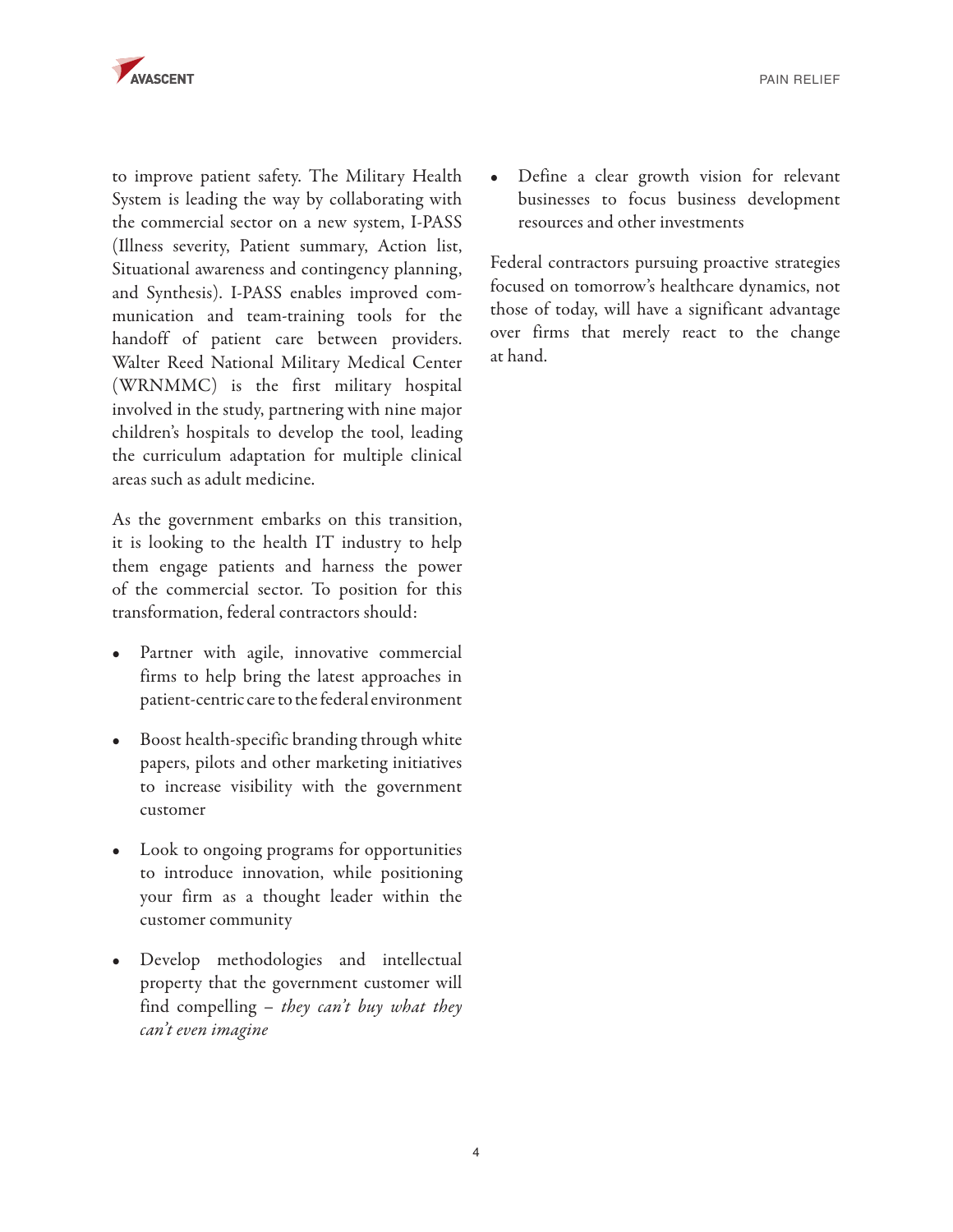to improve patient safety. The Military Health System is leading the way by collaborating with the commercial sector on a new system, I-PASS (Illness severity, Patient summary, Action list, Situational awareness and contingency planning, and Synthesis). I-PASS enables improved communication and team-training tools for the handoff of patient care between providers. Walter Reed National Military Medical Center (WRNMMC) is the first military hospital involved in the study, partnering with nine major children's hospitals to develop the tool, leading the curriculum adaptation for multiple clinical areas such as adult medicine.

As the government embarks on this transition, it is looking to the health IT industry to help them engage patients and harness the power of the commercial sector. To position for this transformation, federal contractors should:

- Partner with agile, innovative commercial firms to help bring the latest approaches in patient-centric care to the federal environment
- Boost health-specific branding through white papers, pilots and other marketing initiatives to increase visibility with the government customer
- Look to ongoing programs for opportunities to introduce innovation, while positioning your firm as a thought leader within the customer community
- Develop methodologies and intellectual property that the government customer will find compelling – *they can't buy what they can't even imagine*
- Define a clear growth vision for relevant businesses to focus business development resources and other investments

Federal contractors pursuing proactive strategies focused on tomorrow's healthcare dynamics, not those of today, will have a significant advantage over firms that merely react to the change at hand.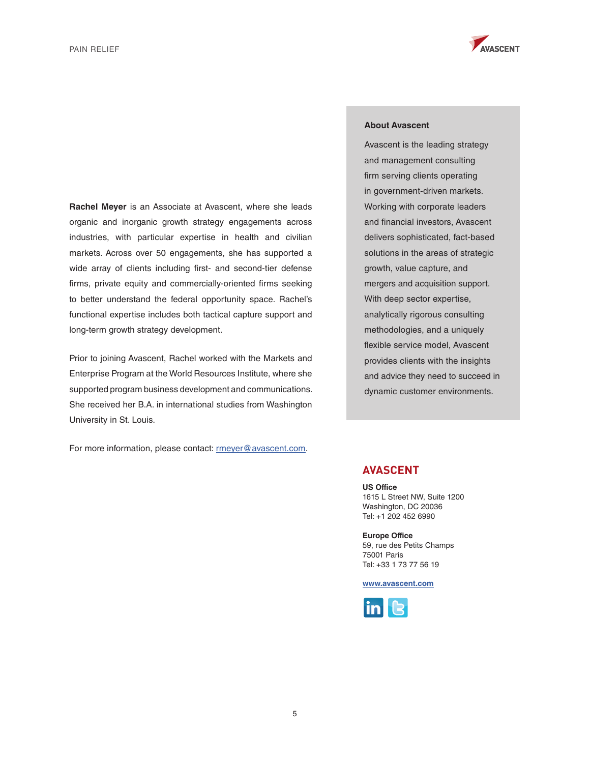**Rachel Meyer** is an Associate at Avascent, where she leads organic and inorganic growth strategy engagements across industries, with particular expertise in health and civilian markets. Across over 50 engagements, she has supported a wide array of clients including first- and second-tier defense firms, private equity and commercially-oriented firms seeking to better understand the federal opportunity space. Rachel's functional expertise includes both tactical capture support and long-term growth strategy development.

Prior to joining Avascent, Rachel worked with the Markets and Enterprise Program at the World Resources Institute, where she supported program business development and communications. She received her B.A. in international studies from Washington University in St. Louis.

For more information, please contact: rmeyer@avascent.com.

### About Avascent

Avascent is the leading strategy and management consulting firm serving clients operating in government-driven markets. Working with corporate leaders and financial investors, Avascent delivers sophisticated, fact-based solutions in the areas of strategic growth, value capture, and mergers and acquisition support. With deep sector expertise, analytically rigorous consulting methodologies, and a uniquely flexible service model, Avascent provides clients with the insights and advice they need to succeed in dynamic customer environments.

## AVASCENT

**US Office**
1615 L Street NW, Suite 1200
Washington, DC 20036
Tel: +1 202 452 6990

**Europe Office**
59, rue des Petits Champs
75001 Paris
Tel: +33 1 73 77 56 19

**www.avascent.com**